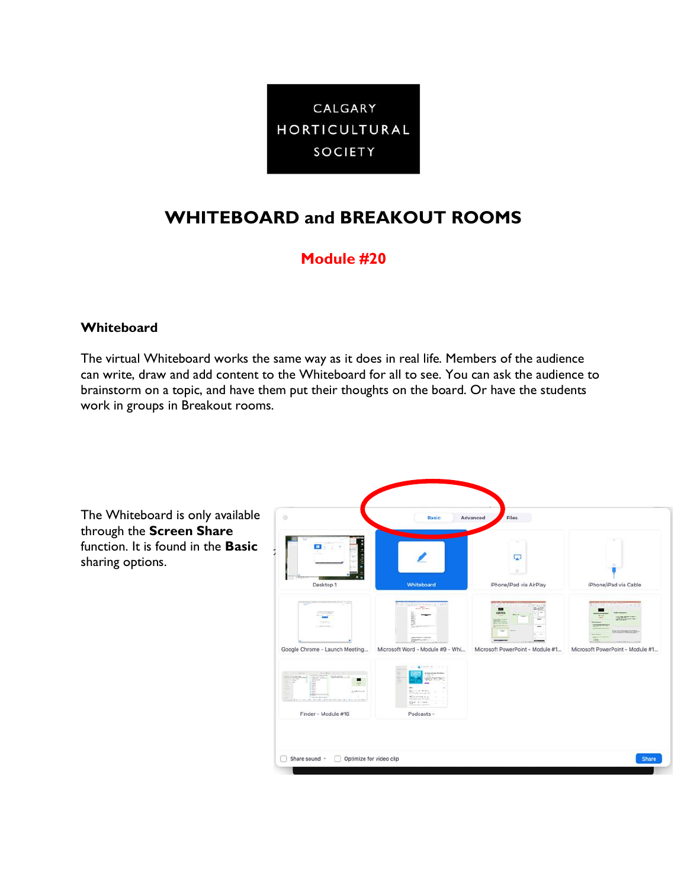CALGARY HORTICULTURAL SOCIETY

# WHITEBOARD and BREAKOUT ROOMS

## Module #20

### Whiteboard

The virtual Whiteboard works the same way as it does in real life. Members of the audience can write, draw and add content to the Whiteboard for all to see. You can ask the audience to brainstorm on a topic, and have them put their thoughts on the board. Or have the students work in groups in Breakout rooms.

The Whiteboard is only available through the **Screen Share** function. It is found in the **Basic** sharing options.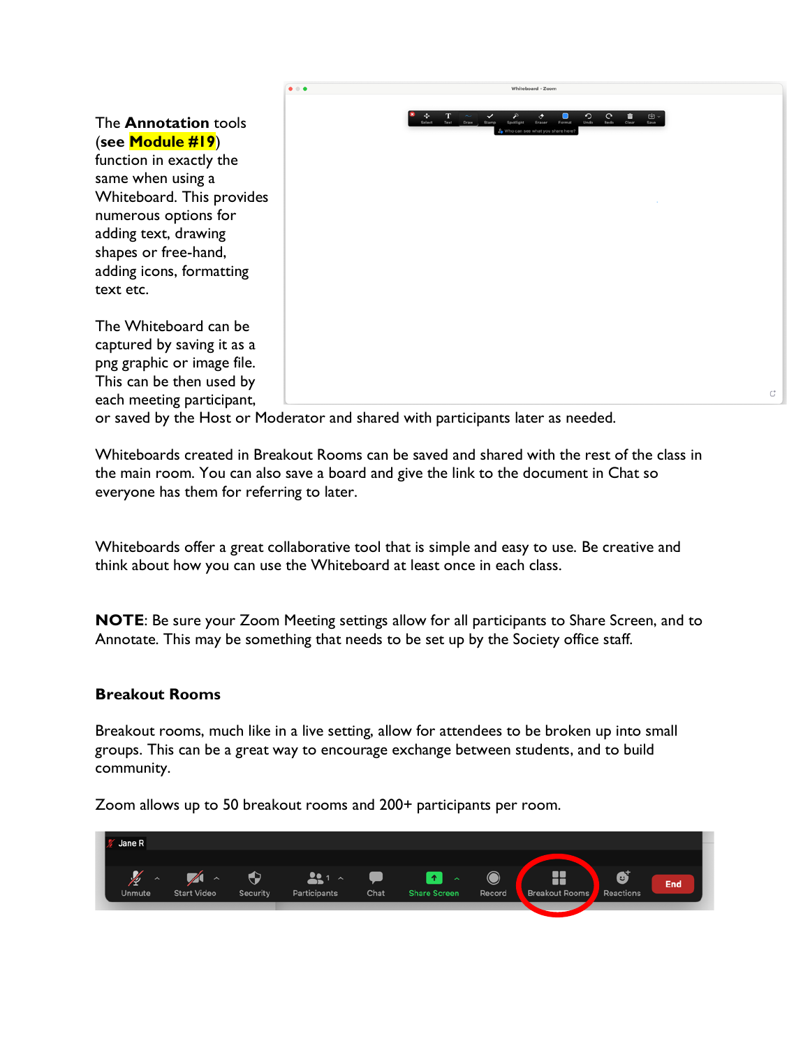The **Annotation** tools (see **Module #19**) function in exactly the same when using a Whiteboard. This provides numerous options for adding text, drawing shapes or free-hand, adding icons, formatting text etc.

The Whiteboard can be captured by saving it as a png graphic or image file. This can be then used by each meeting participant, or saved by the Host or Moderator and shared with participants later as needed.

Whiteboards created in Breakout Rooms can be saved and shared with the rest of the class in the main room. You can also save a board and give the link to the document in Chat so everyone has them for referring to later.

Whiteboards offer a great collaborative tool that is simple and easy to use. Be creative and think about how you can use the Whiteboard at least once in each class.

**NOTE**: Be sure your Zoom Meeting settings allow for all participants to Share Screen, and to Annotate. This may be something that needs to be set up by the Society office staff.

### Breakout Rooms

Breakout rooms, much like in a live setting, allow for attendees to be broken up into small groups. This can be a great way to encourage exchange between students, and to build community.

Zoom allows up to 50 breakout rooms and 200+ participants per room.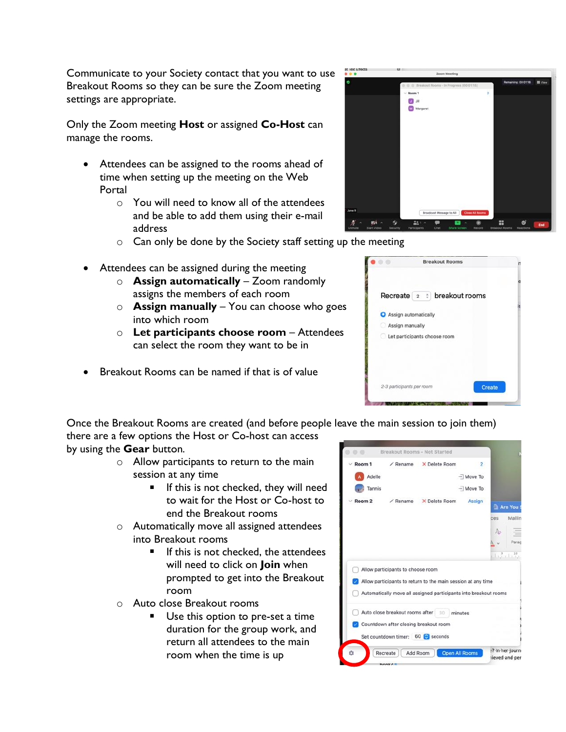Communicate to your Society contact that you want to use Breakout Rooms so they can be sure the Zoom meeting settings are appropriate.

Only the Zoom meeting **Host** or assigned **Co-Host** can manage the rooms.

- Attendees can be assigned to the rooms ahead of time when setting up the meeting on the Web Portal
  - You will need to know all of the attendees and be able to add them using their e-mail address
  - Can only be done by the Society staff setting up the meeting

- Attendees can be assigned during the meeting
  - **Assign automatically** – Zoom randomly assigns the members of each room
  - **Assign manually** – You can choose who goes into which room
  - **Let participants choose room** – Attendees can select the room they want to be in

- Breakout Rooms can be named if that is of value

Once the Breakout Rooms are created (and before people leave the main session to join them) there are a few options the Host or Co-host can access by using the **Gear** button.

- Allow participants to return to the main session at any time
  - If this is not checked, they will need to wait for the Host or Co-host to end the Breakout rooms
- Automatically move all assigned attendees into Breakout rooms
  - If this is not checked, the attendees will need to click on **Join** when prompted to get into the Breakout room
- Auto close Breakout rooms
  - Use this option to pre-set a time duration for the group work, and return all attendees to the main room when the time is up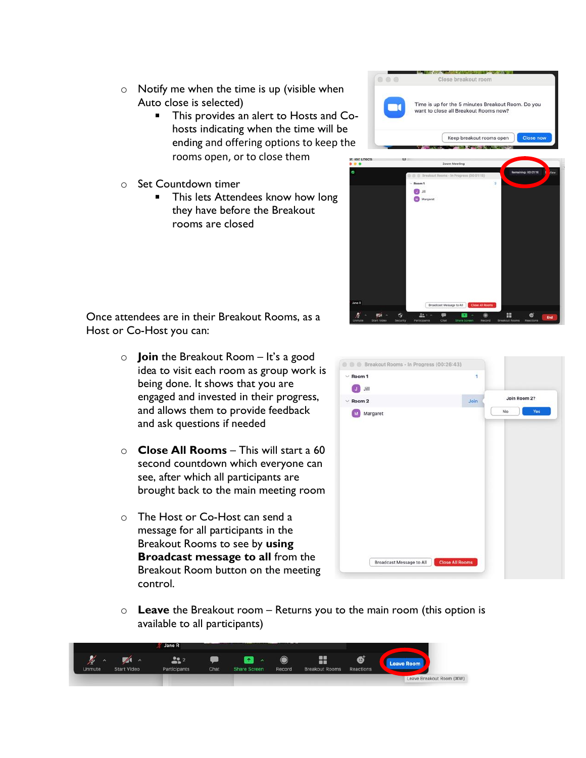- Notify me when the time is up (visible when Auto close is selected)
  - This provides an alert to Hosts and Co-hosts indicating when the time will be ending and offering options to keep the rooms open, or to close them
- Set Countdown timer
  - This lets Attendees know how long they have before the Breakout rooms are closed

Once attendees are in their Breakout Rooms, as a Host or Co-Host you can:

- **Join** the Breakout Room – It's a good idea to visit each room as group work is being done. It shows that you are engaged and invested in their progress, and allows them to provide feedback and ask questions if needed
- **Close All Rooms** – This will start a 60 second countdown which everyone can see, after which all participants are brought back to the main meeting room
- The Host or Co-Host can send a message for all participants in the Breakout Rooms to see by **using Broadcast message to all** from the Breakout Room button on the meeting control.
- **Leave** the Breakout room – Returns you to the main room (this option is available to all participants)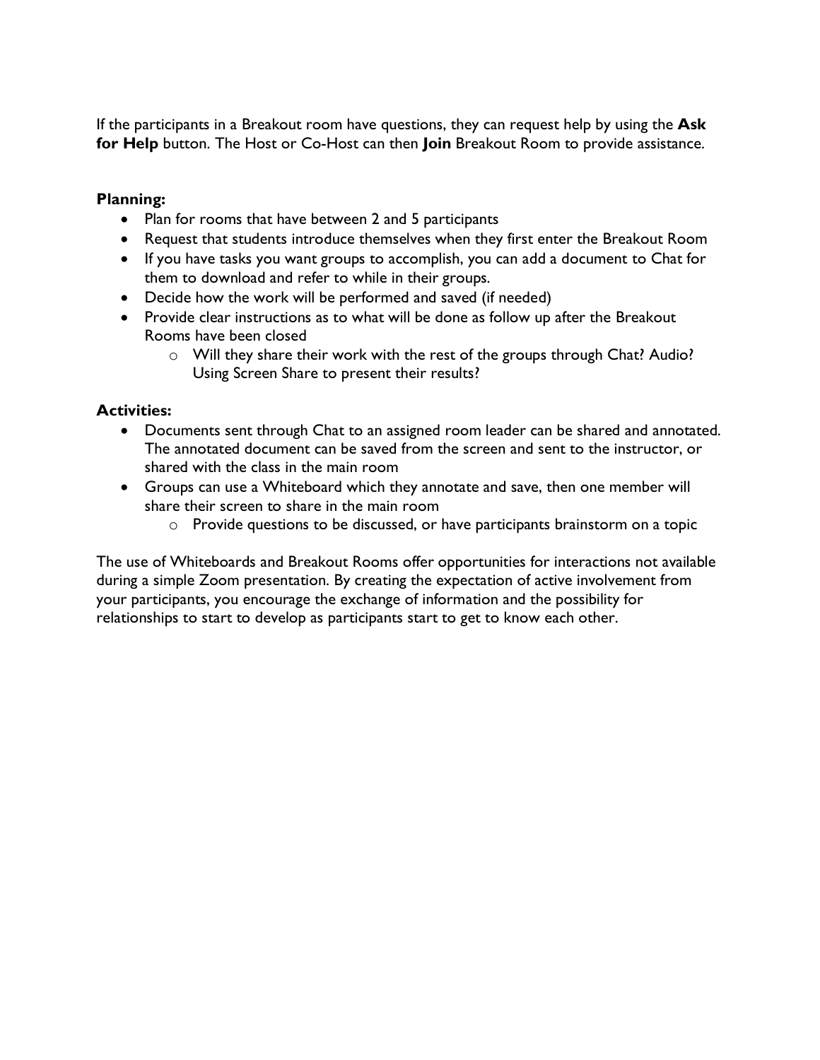If the participants in a Breakout room have questions, they can request help by using the **Ask for Help** button. The Host or Co-Host can then **Join** Breakout Room to provide assistance.

**Planning:**

- Plan for rooms that have between 2 and 5 participants
- Request that students introduce themselves when they first enter the Breakout Room
- If you have tasks you want groups to accomplish, you can add a document to Chat for them to download and refer to while in their groups.
- Decide how the work will be performed and saved (if needed)
- Provide clear instructions as to what will be done as follow up after the Breakout Rooms have been closed
    - Will they share their work with the rest of the groups through Chat? Audio? Using Screen Share to present their results?

**Activities:**

- Documents sent through Chat to an assigned room leader can be shared and annotated. The annotated document can be saved from the screen and sent to the instructor, or shared with the class in the main room
- Groups can use a Whiteboard which they annotate and save, then one member will share their screen to share in the main room
    - Provide questions to be discussed, or have participants brainstorm on a topic

The use of Whiteboards and Breakout Rooms offer opportunities for interactions not available during a simple Zoom presentation. By creating the expectation of active involvement from your participants, you encourage the exchange of information and the possibility for relationships to start to develop as participants start to get to know each other.